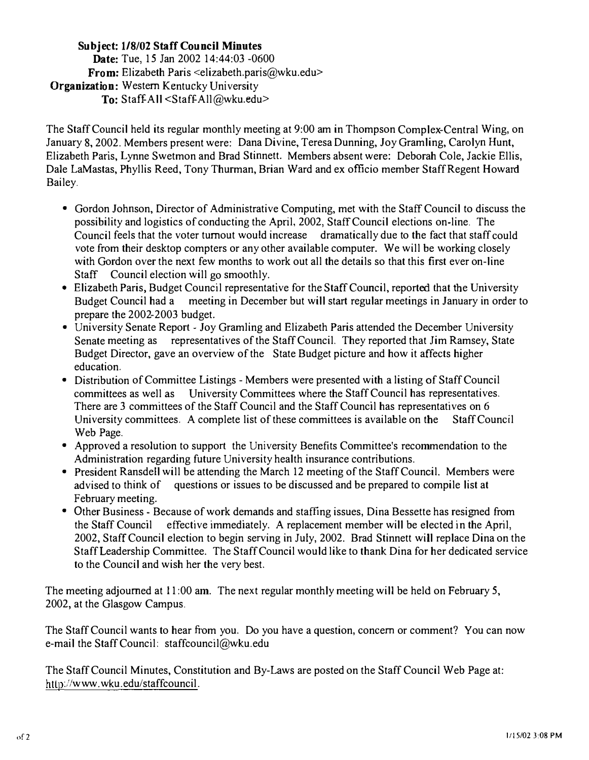**Subject:** 1/8/02 Staff Council Minutes
**Date:** Tue, 15 Jan 2002 14:44:03 -0600
**From:** Elizabeth Paris <elizabeth.paris@wku.edu>
**Organization:** Western Kentucky University
**To:** Staff-All <Staff-All@wku.edu>

The Staff Council held its regular monthly meeting at 9:00 am in Thompson Complex-Central Wing, on January 8, 2002. Members present were: Dana Divine, Teresa Dunning, Joy Gramling, Carolyn Hunt, Elizabeth Paris, Lynne Swetmon and Brad Stinnett. Members absent were: Deborah Cole, Jackie Ellis, Dale LaMastas, Phyllis Reed, Tony Thurman, Brian Ward and ex officio member Staff Regent Howard Bailey.

- Gordon Johnson, Director of Administrative Computing, met with the Staff Council to discuss the possibility and logistics of conducting the April, 2002, Staff Council elections on-line. The Council feels that the voter turnout would increase dramatically due to the fact that staff could vote from their desktop compters or any other available computer. We will be working closely with Gordon over the next few months to work out all the details so that this first ever on-line Staff Council election will go smoothly.
- Elizabeth Paris, Budget Council representative for the Staff Council, reported that the University Budget Council had a meeting in December but will start regular meetings in January in order to prepare the 2002-2003 budget.
- University Senate Report - Joy Gramling and Elizabeth Paris attended the December University Senate meeting as representatives of the Staff Council. They reported that Jim Ramsey, State Budget Director, gave an overview of the State Budget picture and how it affects higher education.
- Distribution of Committee Listings - Members were presented with a listing of Staff Council committees as well as University Committees where the Staff Council has representatives. There are 3 committees of the Staff Council and the Staff Council has representatives on 6 University committees. A complete list of these committees is available on the Staff Council Web Page.
- Approved a resolution to support the University Benefits Committee's recommendation to the Administration regarding future University health insurance contributions.
- President Ransdell will be attending the March 12 meeting of the Staff Council. Members were advised to think of questions or issues to be discussed and be prepared to compile list at February meeting.
- Other Business - Because of work demands and staffing issues, Dina Bessette has resigned from the Staff Council effective immediately. A replacement member will be elected in the April, 2002, Staff Council election to begin serving in July, 2002. Brad Stinnett will replace Dina on the Staff Leadership Committee. The Staff Council would like to thank Dina for her dedicated service to the Council and wish her the very best.

The meeting adjourned at 11:00 am. The next regular monthly meeting will be held on February 5, 2002, at the Glasgow Campus.

The Staff Council wants to hear from you. Do you have a question, concern or comment? You can now e-mail the Staff Council: staffcouncil@wku.edu

The Staff Council Minutes, Constitution and By-Laws are posted on the Staff Council Web Page at: http://www.wku.edu/staffcouncil.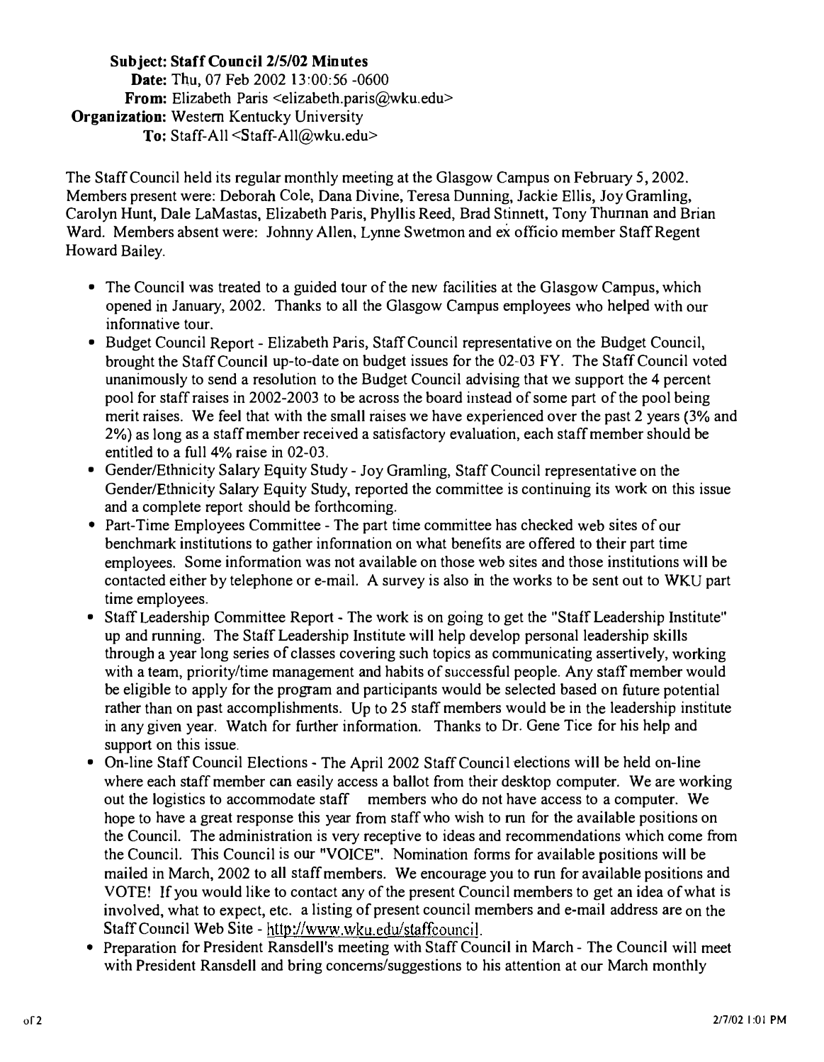**Subject: Staff Council 2/5/02 Minutes**
**Date:** Thu, 07 Feb 2002 13:00:56 -0600
**From:** Elizabeth Paris <elizabeth.paris@wku.edu>
**Organization:** Western Kentucky University
**To:** Staff-All <Staff-All@wku.edu>

The Staff Council held its regular monthly meeting at the Glasgow Campus on February 5, 2002. Members present were: Deborah Cole, Dana Divine, Teresa Dunning, Jackie Ellis, Joy Gramling, Carolyn Hunt, Dale LaMastas, Elizabeth Paris, Phyllis Reed, Brad Stinnett, Tony Thurman and Brian Ward. Members absent were: Johnny Allen, Lynne Swetmon and ex officio member Staff Regent Howard Bailey.

- The Council was treated to a guided tour of the new facilities at the Glasgow Campus, which opened in January, 2002. Thanks to all the Glasgow Campus employees who helped with our informative tour.
- Budget Council Report - Elizabeth Paris, Staff Council representative on the Budget Council, brought the Staff Council up-to-date on budget issues for the 02-03 FY. The Staff Council voted unanimously to send a resolution to the Budget Council advising that we support the 4 percent pool for staff raises in 2002-2003 to be across the board instead of some part of the pool being merit raises. We feel that with the small raises we have experienced over the past 2 years (3% and 2%) as long as a staff member received a satisfactory evaluation, each staff member should be entitled to a full 4% raise in 02-03.
- Gender/Ethnicity Salary Equity Study - Joy Gramling, Staff Council representative on the Gender/Ethnicity Salary Equity Study, reported the committee is continuing its work on this issue and a complete report should be forthcoming.
- Part-Time Employees Committee - The part time committee has checked web sites of our benchmark institutions to gather information on what benefits are offered to their part time employees. Some information was not available on those web sites and those institutions will be contacted either by telephone or e-mail. A survey is also in the works to be sent out to WKU part time employees.
- Staff Leadership Committee Report - The work is on going to get the "Staff Leadership Institute" up and running. The Staff Leadership Institute will help develop personal leadership skills through a year long series of classes covering such topics as communicating assertively, working with a team, priority/time management and habits of successful people. Any staff member would be eligible to apply for the program and participants would be selected based on future potential rather than on past accomplishments. Up to 25 staff members would be in the leadership institute in any given year. Watch for further information. Thanks to Dr. Gene Tice for his help and support on this issue.
- On-line Staff Council Elections - The April 2002 Staff Council elections will be held on-line where each staff member can easily access a ballot from their desktop computer. We are working out the logistics to accommodate staff members who do not have access to a computer. We hope to have a great response this year from staff who wish to run for the available positions on the Council. The administration is very receptive to ideas and recommendations which come from the Council. This Council is our "VOICE". Nomination forms for available positions will be mailed in March, 2002 to all staff members. We encourage you to run for available positions and VOTE! If you would like to contact any of the present Council members to get an idea of what is involved, what to expect, etc. a listing of present council members and e-mail address are on the Staff Council Web Site - http://www.wku.edu/staffcouncil.
- Preparation for President Ransdell's meeting with Staff Council in March - The Council will meet with President Ransdell and bring concerns/suggestions to his attention at our March monthly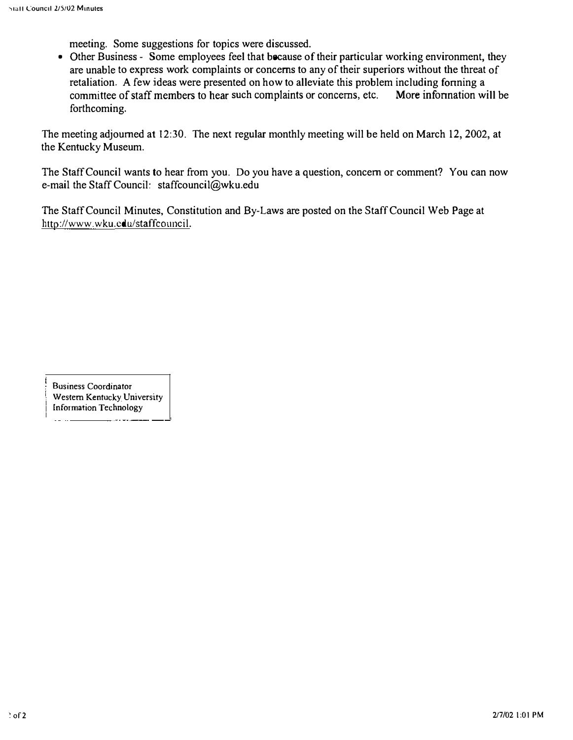meeting. Some suggestions for topics were discussed.

- Other Business - Some employees feel that because of their particular working environment, they are unable to express work complaints or concerns to any of their superiors without the threat of retaliation. A few ideas were presented on how to alleviate this problem including forming a committee of staff members to hear such complaints or concerns, etc. More information will be forthcoming.

The meeting adjourned at 12:30. The next regular monthly meeting will be held on March 12, 2002, at the Kentucky Museum.

The Staff Council wants to hear from you. Do you have a question, concern or comment? You can now e-mail the Staff Council: staffcouncil@wku.edu

The Staff Council Minutes, Constitution and By-Laws are posted on the Staff Council Web Page at http://www.wku.edu/staffcouncil.

Business Coordinator
Western Kentucky University
Information Technology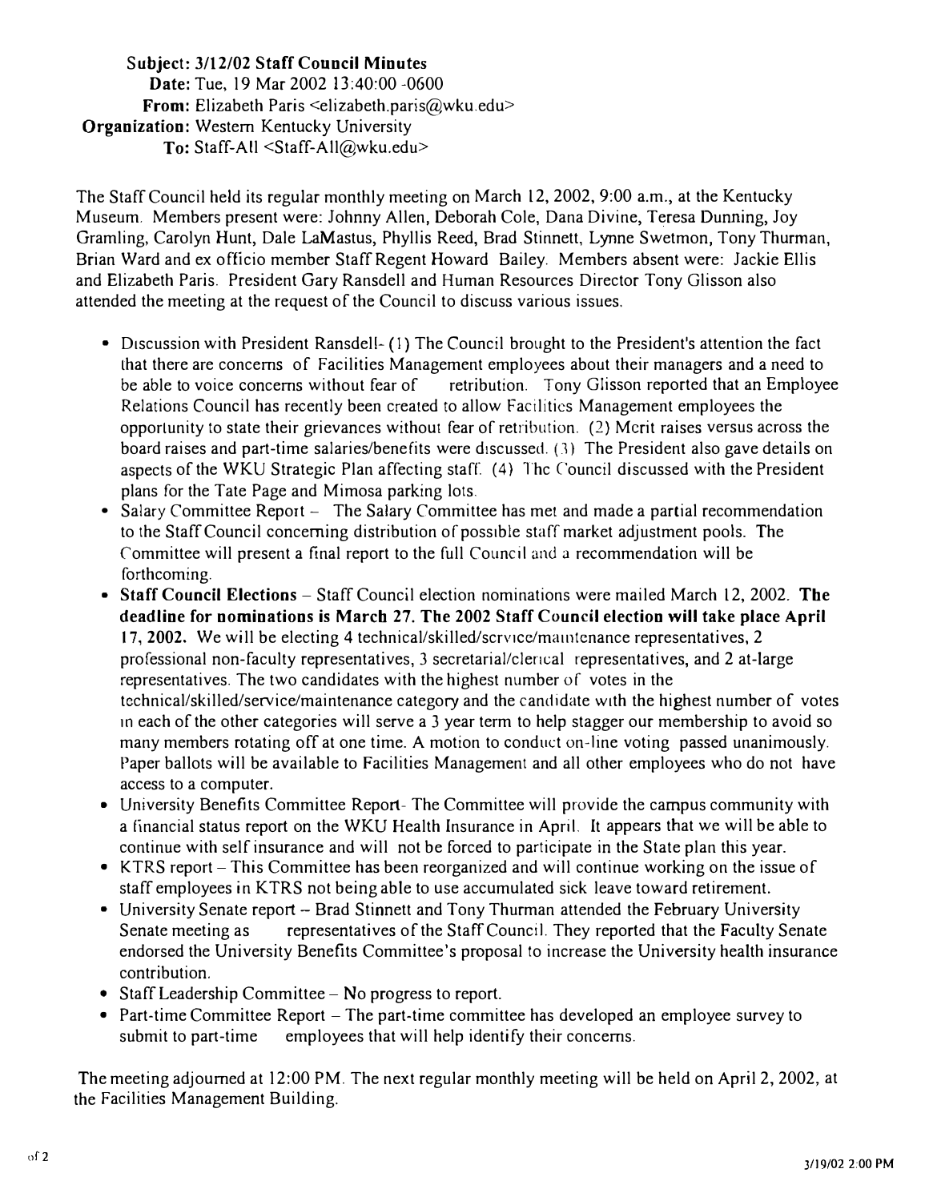**Subject:** **3/12/02 Staff Council Minutes**
**Date:** Tue, 19 Mar 2002 13:40:00 -0600
**From:** Elizabeth Paris <elizabeth.paris@wku.edu>
**Organization:** Western Kentucky University
**To:** Staff-All <Staff-All@wku.edu>

The Staff Council held its regular monthly meeting on March 12, 2002, 9:00 a.m., at the Kentucky Museum. Members present were: Johnny Allen, Deborah Cole, Dana Divine, Teresa Dunning, Joy Gramling, Carolyn Hunt, Dale LaMastus, Phyllis Reed, Brad Stinnett, Lynne Swetmon, Tony Thurman, Brian Ward and ex officio member Staff Regent Howard Bailey. Members absent were: Jackie Ellis and Elizabeth Paris. President Gary Ransdell and Human Resources Director Tony Glisson also attended the meeting at the request of the Council to discuss various issues.

- Discussion with President Ransdell- (1) The Council brought to the President's attention the fact that there are concerns of Facilities Management employees about their managers and a need to be able to voice concerns without fear of retribution. Tony Glisson reported that an Employee Relations Council has recently been created to allow Facilities Management employees the opportunity to state their grievances without fear of retribution. (2) Merit raises versus across the board raises and part-time salaries/benefits were discussed. (3) The President also gave details on aspects of the WKU Strategic Plan affecting staff. (4) The Council discussed with the President plans for the Tate Page and Mimosa parking lots.
- Salary Committee Report – The Salary Committee has met and made a partial recommendation to the Staff Council concerning distribution of possible staff market adjustment pools. The Committee will present a final report to the full Council and a recommendation will be forthcoming.
- **Staff Council Elections** – Staff Council election nominations were mailed March 12, 2002. **The deadline for nominations is March 27. The 2002 Staff Council election will take place April 17, 2002.** We will be electing 4 technical/skilled/service/maintenance representatives, 2 professional non-faculty representatives, 3 secretarial/clerical representatives, and 2 at-large representatives. The two candidates with the highest number of votes in the technical/skilled/service/maintenance category and the candidate with the highest number of votes in each of the other categories will serve a 3 year term to help stagger our membership to avoid so many members rotating off at one time. A motion to conduct on-line voting passed unanimously. Paper ballots will be available to Facilities Management and all other employees who do not have access to a computer.
- University Benefits Committee Report- The Committee will provide the campus community with a financial status report on the WKU Health Insurance in April. It appears that we will be able to continue with self insurance and will not be forced to participate in the State plan this year.
- KTRS report – This Committee has been reorganized and will continue working on the issue of staff employees in KTRS not being able to use accumulated sick leave toward retirement.
- University Senate report – Brad Stinnett and Tony Thurman attended the February University Senate meeting as representatives of the Staff Council. They reported that the Faculty Senate endorsed the University Benefits Committee's proposal to increase the University health insurance contribution.
- Staff Leadership Committee – No progress to report.
- Part-time Committee Report – The part-time committee has developed an employee survey to submit to part-time employees that will help identify their concerns.

The meeting adjourned at 12:00 PM. The next regular monthly meeting will be held on April 2, 2002, at the Facilities Management Building.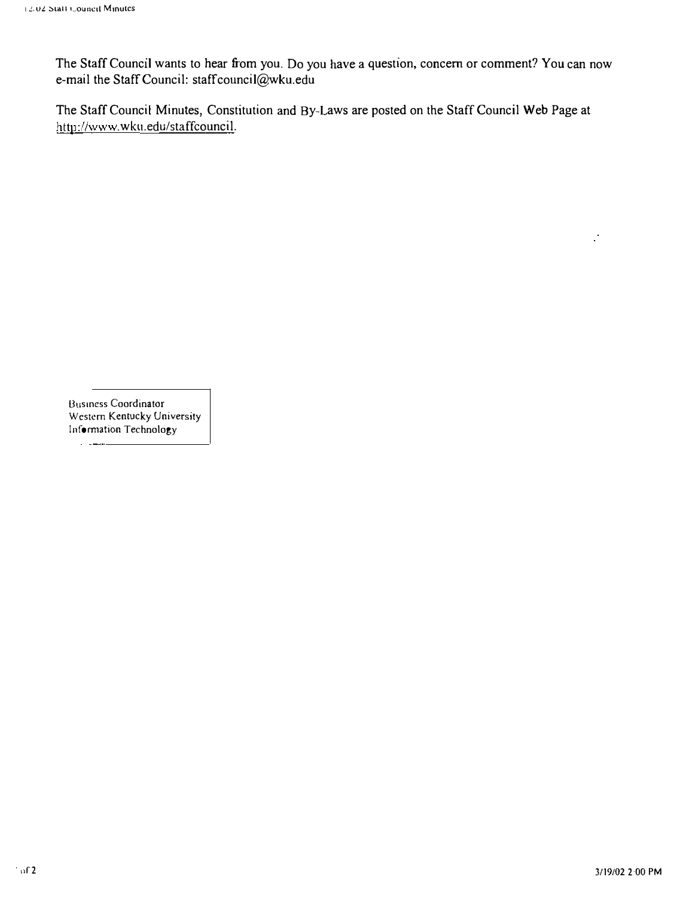The Staff Council wants to hear from you. Do you have a question, concern or comment? You can now e-mail the Staff Council: staffcouncil@wku.edu

The Staff Council Minutes, Constitution and By-Laws are posted on the Staff Council Web Page at http://www.wku.edu/staffcouncil.

Business Coordinator
Western Kentucky University
Information Technology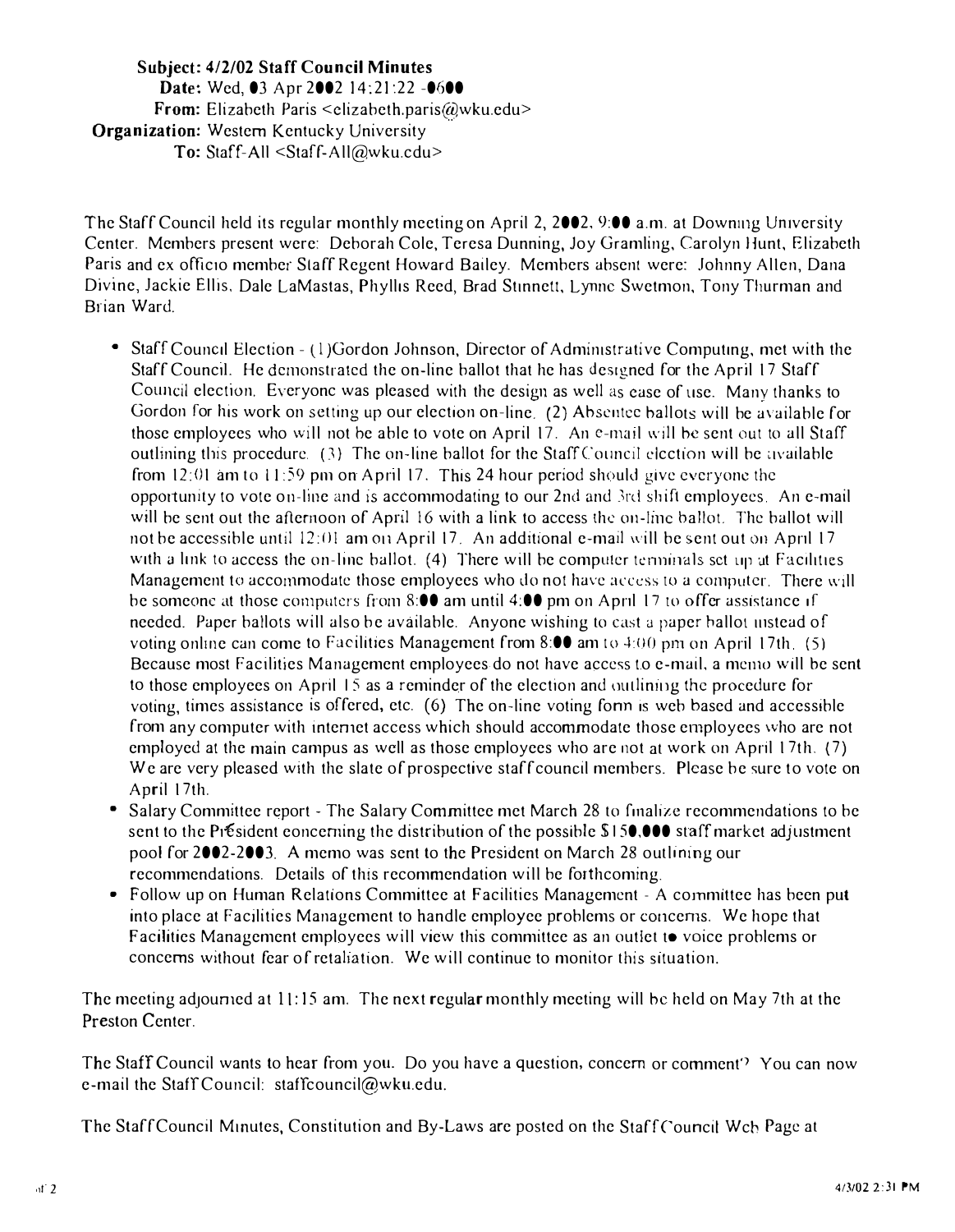**Subject:** 4/2/02 Staff Council Minutes
**Date:** Wed, 03 Apr 2002 14:21:22 -0600
**From:** Elizabeth Paris <elizabeth.paris@wku.edu>
**Organization:** Western Kentucky University
**To:** Staff-All <Staff-All@wku.edu>

The Staff Council held its regular monthly meeting on April 2, 2002, 9:00 a.m. at Downing University Center. Members present were: Deborah Cole, Teresa Dunning, Joy Gramling, Carolyn Hunt, Elizabeth Paris and ex officio member Staff Regent Howard Bailey. Members absent were: Johnny Allen, Dana Divine, Jackie Ellis, Dale LaMastas, Phyllis Reed, Brad Stinnett, Lynne Swetmon, Tony Thurman and Brian Ward.

- Staff Council Election - (1)Gordon Johnson, Director of Administrative Computing, met with the Staff Council. He demonstrated the on-line ballot that he has designed for the April 17 Staff Council election. Everyone was pleased with the design as well as ease of use. Many thanks to Gordon for his work on setting up our election on-line. (2) Absentee ballots will be available for those employees who will not be able to vote on April 17. An e-mail will be sent out to all Staff outlining this procedure. (3) The on-line ballot for the Staff Council election will be available from 12:01 am to 11:59 pm on April 17. This 24 hour period should give everyone the opportunity to vote on-line and is accommodating to our 2nd and 3rd shift employees. An e-mail will be sent out the afternoon of April 16 with a link to access the on-line ballot. The ballot will not be accessible until 12:01 am on April 17. An additional e-mail will be sent out on April 17 with a link to access the on-line ballot. (4) There will be computer terminals set up at Facilities Management to accommodate those employees who do not have access to a computer. There will be someone at those computers from 8:00 am until 4:00 pm on April 17 to offer assistance if needed. Paper ballots will also be available. Anyone wishing to cast a paper ballot instead of voting online can come to Facilities Management from 8:00 am to 4:00 pm on April 17th. (5) Because most Facilities Management employees do not have access to e-mail, a memo will be sent to those employees on April 15 as a reminder of the election and outlining the procedure for voting, times assistance is offered, etc. (6) The on-line voting form is web based and accessible from any computer with internet access which should accommodate those employees who are not employed at the main campus as well as those employees who are not at work on April 17th. (7) We are very pleased with the slate of prospective staff council members. Please be sure to vote on April 17th.
- Salary Committee report - The Salary Committee met March 28 to finalize recommendations to be sent to the President concerning the distribution of the possible $150,000 staff market adjustment pool for 2002-2003. A memo was sent to the President on March 28 outlining our recommendations. Details of this recommendation will be forthcoming.
- Follow up on Human Relations Committee at Facilities Management - A committee has been put into place at Facilities Management to handle employee problems or concerns. We hope that Facilities Management employees will view this committee as an outlet to voice problems or concerns without fear of retaliation. We will continue to monitor this situation.

The meeting adjourned at 11:15 am. The next regular monthly meeting will be held on May 7th at the Preston Center.

The Staff Council wants to hear from you. Do you have a question, concern or comment? You can now e-mail the Staff Council: staffcouncil@wku.edu.

The Staff Council Minutes, Constitution and By-Laws are posted on the Staff Council Web Page at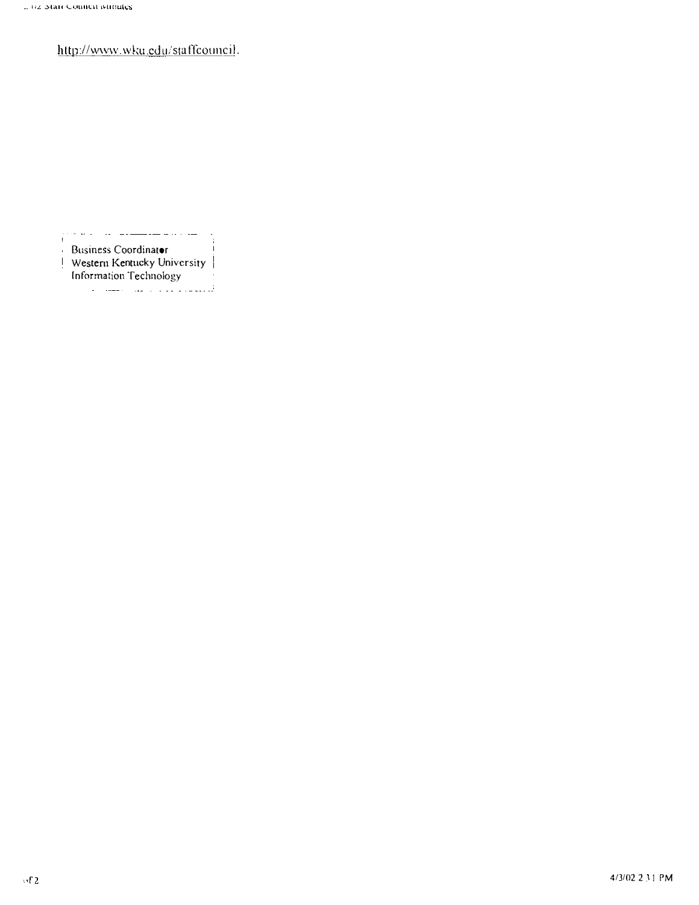http://www.wku.edu/staffcouncil.

Business Coordinator
Western Kentucky University
Information Technology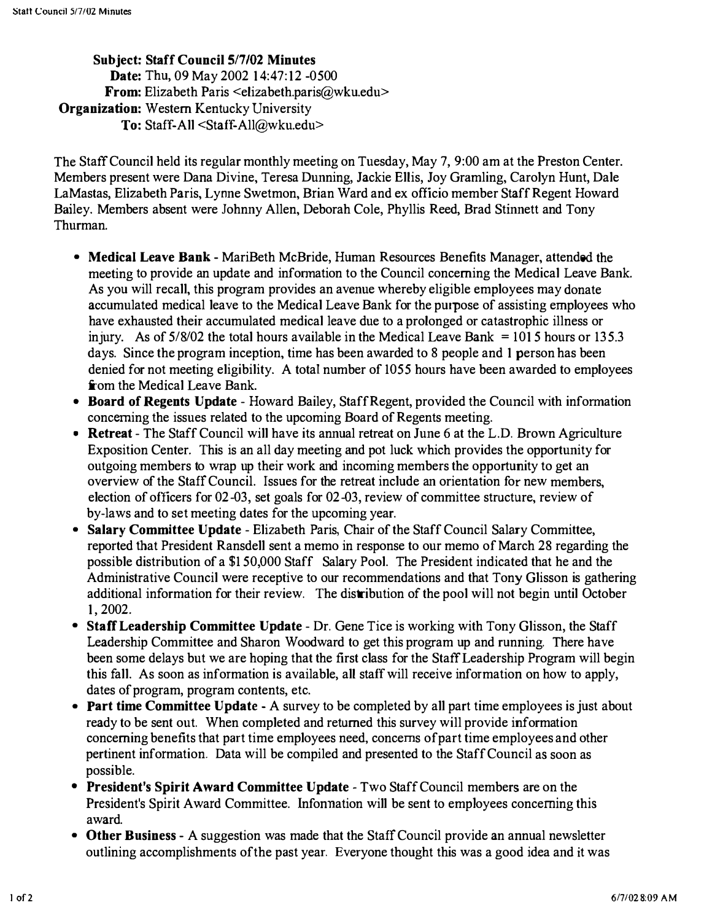**Subject:** Staff Council 5/7/02 Minutes
**Date:** Thu, 09 May 2002 14:47:12 -0500
**From:** Elizabeth Paris <elizabeth.paris@wku.edu>
**Organization:** Western Kentucky University
**To:** Staff-All <Staff-All@wku.edu>

The Staff Council held its regular monthly meeting on Tuesday, May 7, 9:00 am at the Preston Center. Members present were Dana Divine, Teresa Dunning, Jackie Ellis, Joy Gramling, Carolyn Hunt, Dale LaMastas, Elizabeth Paris, Lynne Swetmon, Brian Ward and ex officio member Staff Regent Howard Bailey. Members absent were Johnny Allen, Deborah Cole, Phyllis Reed, Brad Stinnett and Tony Thurman.

- **Medical Leave Bank** - MariBeth McBride, Human Resources Benefits Manager, attended the meeting to provide an update and information to the Council concerning the Medical Leave Bank. As you will recall, this program provides an avenue whereby eligible employees may donate accumulated medical leave to the Medical Leave Bank for the purpose of assisting employees who have exhausted their accumulated medical leave due to a prolonged or catastrophic illness or injury. As of 5/8/02 the total hours available in the Medical Leave Bank = 1015 hours or 135.3 days. Since the program inception, time has been awarded to 8 people and 1 person has been denied for not meeting eligibility. A total number of 1055 hours have been awarded to employees from the Medical Leave Bank.
- **Board of Regents Update** - Howard Bailey, Staff Regent, provided the Council with information concerning the issues related to the upcoming Board of Regents meeting.
- **Retreat** - The Staff Council will have its annual retreat on June 6 at the L.D. Brown Agriculture Exposition Center. This is an all day meeting and pot luck which provides the opportunity for outgoing members to wrap up their work and incoming members the opportunity to get an overview of the Staff Council. Issues for the retreat include an orientation for new members, election of officers for 02-03, set goals for 02-03, review of committee structure, review of by-laws and to set meeting dates for the upcoming year.
- **Salary Committee Update** - Elizabeth Paris, Chair of the Staff Council Salary Committee, reported that President Ransdell sent a memo in response to our memo of March 28 regarding the possible distribution of a $150,000 Staff Salary Pool. The President indicated that he and the Administrative Council were receptive to our recommendations and that Tony Glisson is gathering additional information for their review. The distribution of the pool will not begin until October 1, 2002.
- **Staff Leadership Committee Update** - Dr. Gene Tice is working with Tony Glisson, the Staff Leadership Committee and Sharon Woodward to get this program up and running. There have been some delays but we are hoping that the first class for the Staff Leadership Program will begin this fall. As soon as information is available, all staff will receive information on how to apply, dates of program, program contents, etc.
- **Part time Committee Update** - A survey to be completed by all part time employees is just about ready to be sent out. When completed and returned this survey will provide information concerning benefits that part time employees need, concerns of part time employees and other pertinent information. Data will be compiled and presented to the Staff Council as soon as possible.
- **President's Spirit Award Committee Update** - Two Staff Council members are on the President's Spirit Award Committee. Information will be sent to employees concerning this award.
- **Other Business** - A suggestion was made that the Staff Council provide an annual newsletter outlining accomplishments of the past year. Everyone thought this was a good idea and it was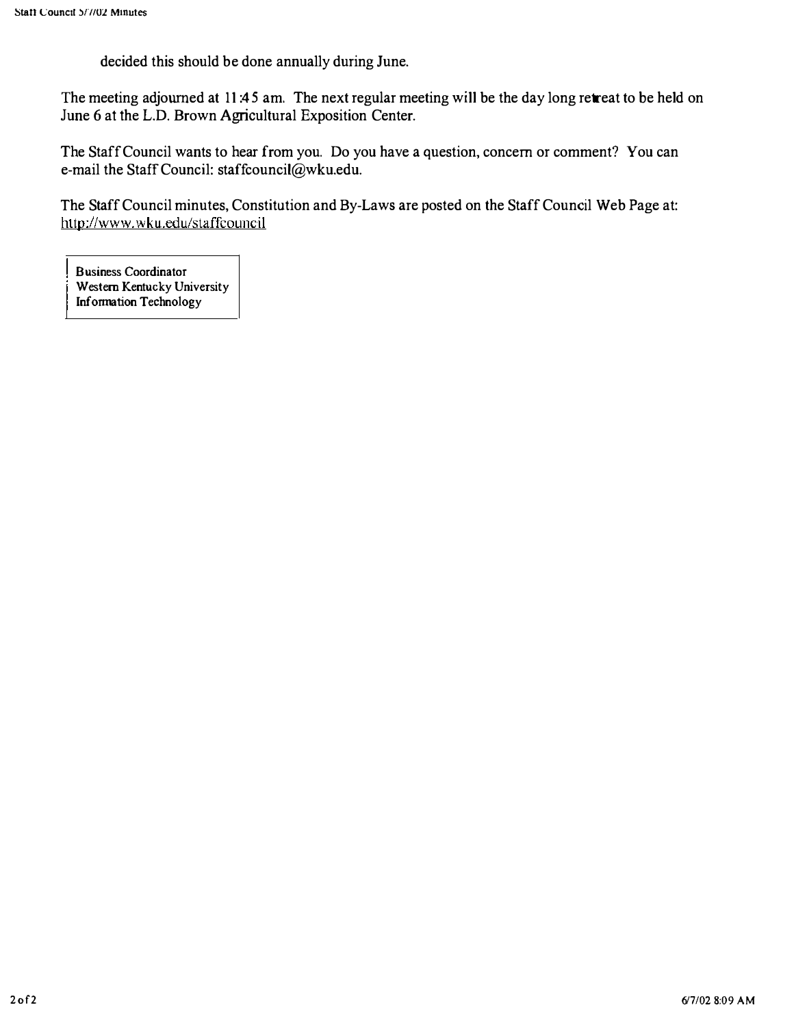decided this should be done annually during June.

The meeting adjourned at 11:45 am. The next regular meeting will be the day long retreat to be held on June 6 at the L.D. Brown Agricultural Exposition Center.

The Staff Council wants to hear from you. Do you have a question, concern or comment? You can e-mail the Staff Council: staffcouncil@wku.edu.

The Staff Council minutes, Constitution and By-Laws are posted on the Staff Council Web Page at: http://www.wku.edu/staffcouncil

Business Coordinator
Western Kentucky University
Information Technology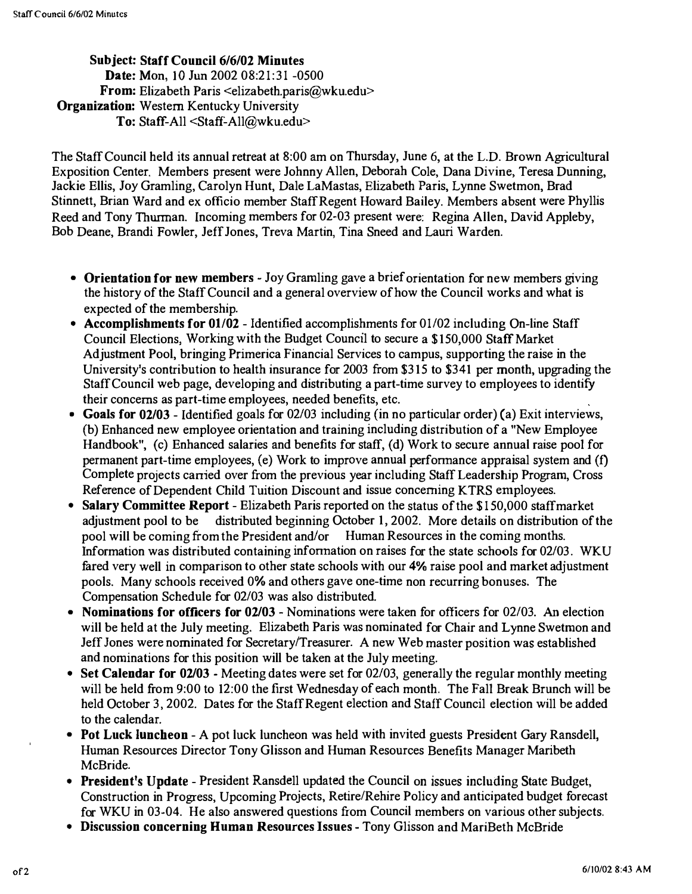**Subject:** Staff Council 6/6/02 Minutes
**Date:** Mon, 10 Jun 2002 08:21:31 -0500
**From:** Elizabeth Paris <elizabeth.paris@wku.edu>
**Organization:** Western Kentucky University
**To:** Staff-All <Staff-All@wku.edu>

The Staff Council held its annual retreat at 8:00 am on Thursday, June 6, at the L.D. Brown Agricultural Exposition Center. Members present were Johnny Allen, Deborah Cole, Dana Divine, Teresa Dunning, Jackie Ellis, Joy Gramling, Carolyn Hunt, Dale LaMastas, Elizabeth Paris, Lynne Swetmon, Brad Stinnett, Brian Ward and ex officio member Staff Regent Howard Bailey. Members absent were Phyllis Reed and Tony Thurman. Incoming members for 02-03 present were: Regina Allen, David Appleby, Bob Deane, Brandi Fowler, Jeff Jones, Treva Martin, Tina Sneed and Lauri Warden.

- **Orientation for new members** - Joy Gramling gave a brief orientation for new members giving the history of the Staff Council and a general overview of how the Council works and what is expected of the membership.
- **Accomplishments for 01/02** - Identified accomplishments for 01/02 including On-line Staff Council Elections, Working with the Budget Council to secure a $150,000 Staff Market Adjustment Pool, bringing Primerica Financial Services to campus, supporting the raise in the University's contribution to health insurance for 2003 from $315 to $341 per month, upgrading the Staff Council web page, developing and distributing a part-time survey to employees to identify their concerns as part-time employees, needed benefits, etc.
- **Goals for 02/03** - Identified goals for 02/03 including (in no particular order) (a) Exit interviews, (b) Enhanced new employee orientation and training including distribution of a "New Employee Handbook", (c) Enhanced salaries and benefits for staff, (d) Work to secure annual raise pool for permanent part-time employees, (e) Work to improve annual performance appraisal system and (f) Complete projects carried over from the previous year including Staff Leadership Program, Cross Reference of Dependent Child Tuition Discount and issue concerning KTRS employees.
- **Salary Committee Report** - Elizabeth Paris reported on the status of the $150,000 staff market adjustment pool to be distributed beginning October 1, 2002. More details on distribution of the pool will be coming from the President and/or Human Resources in the coming months. Information was distributed containing information on raises for the state schools for 02/03. WKU fared very well in comparison to other state schools with our 4% raise pool and market adjustment pools. Many schools received 0% and others gave one-time non recurring bonuses. The Compensation Schedule for 02/03 was also distributed.
- **Nominations for officers for 02/03** - Nominations were taken for officers for 02/03. An election will be held at the July meeting. Elizabeth Paris was nominated for Chair and Lynne Swetmon and Jeff Jones were nominated for Secretary/Treasurer. A new Web master position was established and nominations for this position will be taken at the July meeting.
- **Set Calendar for 02/03** - Meeting dates were set for 02/03, generally the regular monthly meeting will be held from 9:00 to 12:00 the first Wednesday of each month. The Fall Break Brunch will be held October 3, 2002. Dates for the Staff Regent election and Staff Council election will be added to the calendar.
- **Pot Luck luncheon** - A pot luck luncheon was held with invited guests President Gary Ransdell, Human Resources Director Tony Glisson and Human Resources Benefits Manager Maribeth McBride.
- **President's Update** - President Ransdell updated the Council on issues including State Budget, Construction in Progress, Upcoming Projects, Retire/Rehire Policy and anticipated budget forecast for WKU in 03-04. He also answered questions from Council members on various other subjects.
- **Discussion concerning Human Resources Issues** - Tony Glisson and MariBeth McBride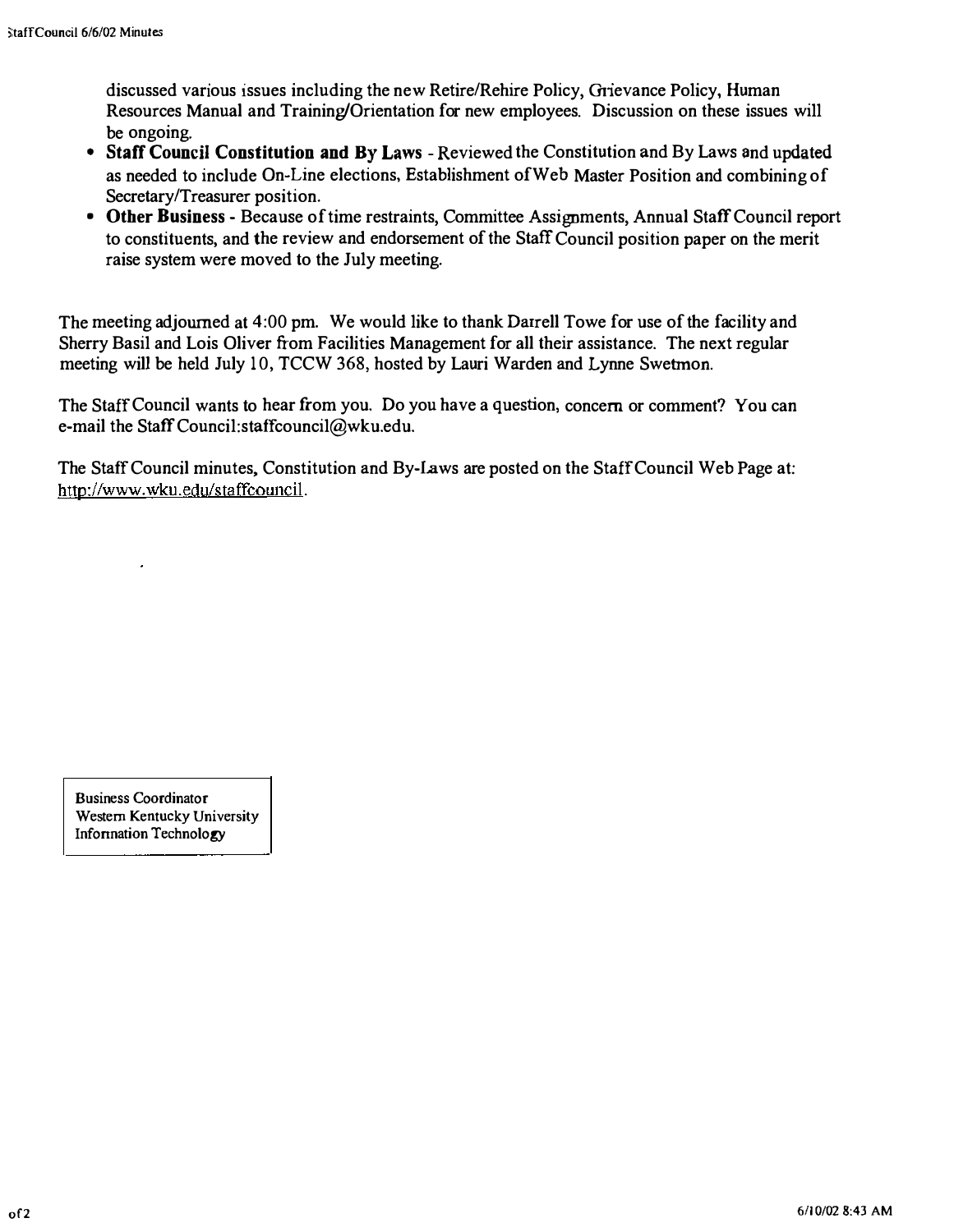discussed various issues including the new Retire/Rehire Policy, Grievance Policy, Human Resources Manual and Training/Orientation for new employees. Discussion on these issues will be ongoing.

- **Staff Council Constitution and By Laws** - Reviewed the Constitution and By Laws and updated as needed to include On-Line elections, Establishment of Web Master Position and combining of Secretary/Treasurer position.
- **Other Business** - Because of time restraints, Committee Assignments, Annual Staff Council report to constituents, and the review and endorsement of the Staff Council position paper on the merit raise system were moved to the July meeting.

The meeting adjourned at 4:00 pm. We would like to thank Darrell Towe for use of the facility and Sherry Basil and Lois Oliver from Facilities Management for all their assistance. The next regular meeting will be held July 10, TCCW 368, hosted by Lauri Warden and Lynne Swetmon.

The Staff Council wants to hear from you. Do you have a question, concern or comment? You can e-mail the Staff Council:staffcouncil@wku.edu.

The Staff Council minutes, Constitution and By-Laws are posted on the Staff Council Web Page at: http://www.wku.edu/staffcouncil.

Business Coordinator
Western Kentucky University
Information Technology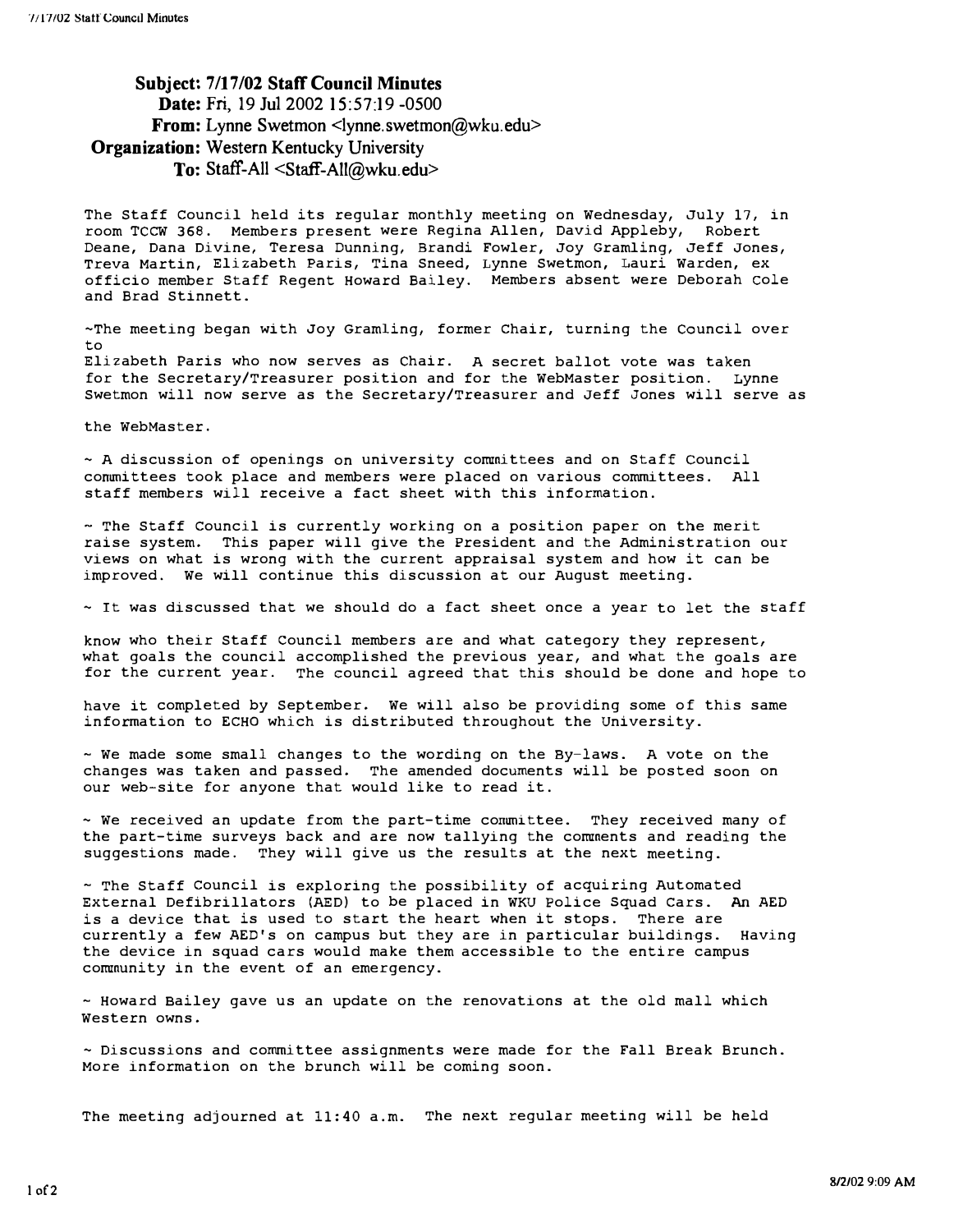**Subject:** 7/17/02 Staff Council Minutes
**Date:** Fri, 19 Jul 2002 15:57:19 -0500
**From:** Lynne Swetmon <lynne.swetmon@wku.edu>
**Organization:** Western Kentucky University
**To:** Staff-All <Staff-All@wku.edu>

The Staff Council held its regular monthly meeting on Wednesday, July 17, in room TCCW 368. Members present were Regina Allen, David Appleby, Robert Deane, Dana Divine, Teresa Dunning, Brandi Fowler, Joy Gramling, Jeff Jones, Treva Martin, Elizabeth Paris, Tina Sneed, Lynne Swetmon, Lauri Warden, ex officio member Staff Regent Howard Bailey. Members absent were Deborah Cole and Brad Stinnett.

~The meeting began with Joy Gramling, former Chair, turning the Council over to Elizabeth Paris who now serves as Chair. A secret ballot vote was taken for the Secretary/Treasurer position and for the WebMaster position. Lynne Swetmon will now serve as the Secretary/Treasurer and Jeff Jones will serve as the WebMaster.

~ A discussion of openings on university committees and on Staff Council committees took place and members were placed on various committees. All staff members will receive a fact sheet with this information.

~ The Staff Council is currently working on a position paper on the merit raise system. This paper will give the President and the Administration our views on what is wrong with the current appraisal system and how it can be improved. We will continue this discussion at our August meeting.

~ It was discussed that we should do a fact sheet once a year to let the staff know who their Staff Council members are and what category they represent, what goals the council accomplished the previous year, and what the goals are for the current year. The council agreed that this should be done and hope to have it completed by September. We will also be providing some of this same information to ECHO which is distributed throughout the University.

~ We made some small changes to the wording on the By-laws. A vote on the changes was taken and passed. The amended documents will be posted soon on our web-site for anyone that would like to read it.

~ We received an update from the part-time committee. They received many of the part-time surveys back and are now tallying the comments and reading the suggestions made. They will give us the results at the next meeting.

~ The Staff Council is exploring the possibility of acquiring Automated External Defibrillators (AED) to be placed in WKU Police Squad Cars. An AED is a device that is used to start the heart when it stops. There are currently a few AED's on campus but they are in particular buildings. Having the device in squad cars would make them accessible to the entire campus community in the event of an emergency.

~ Howard Bailey gave us an update on the renovations at the old mall which Western owns.

~ Discussions and committee assignments were made for the Fall Break Brunch. More information on the brunch will be coming soon.

The meeting adjourned at 11:40 a.m. The next regular meeting will be held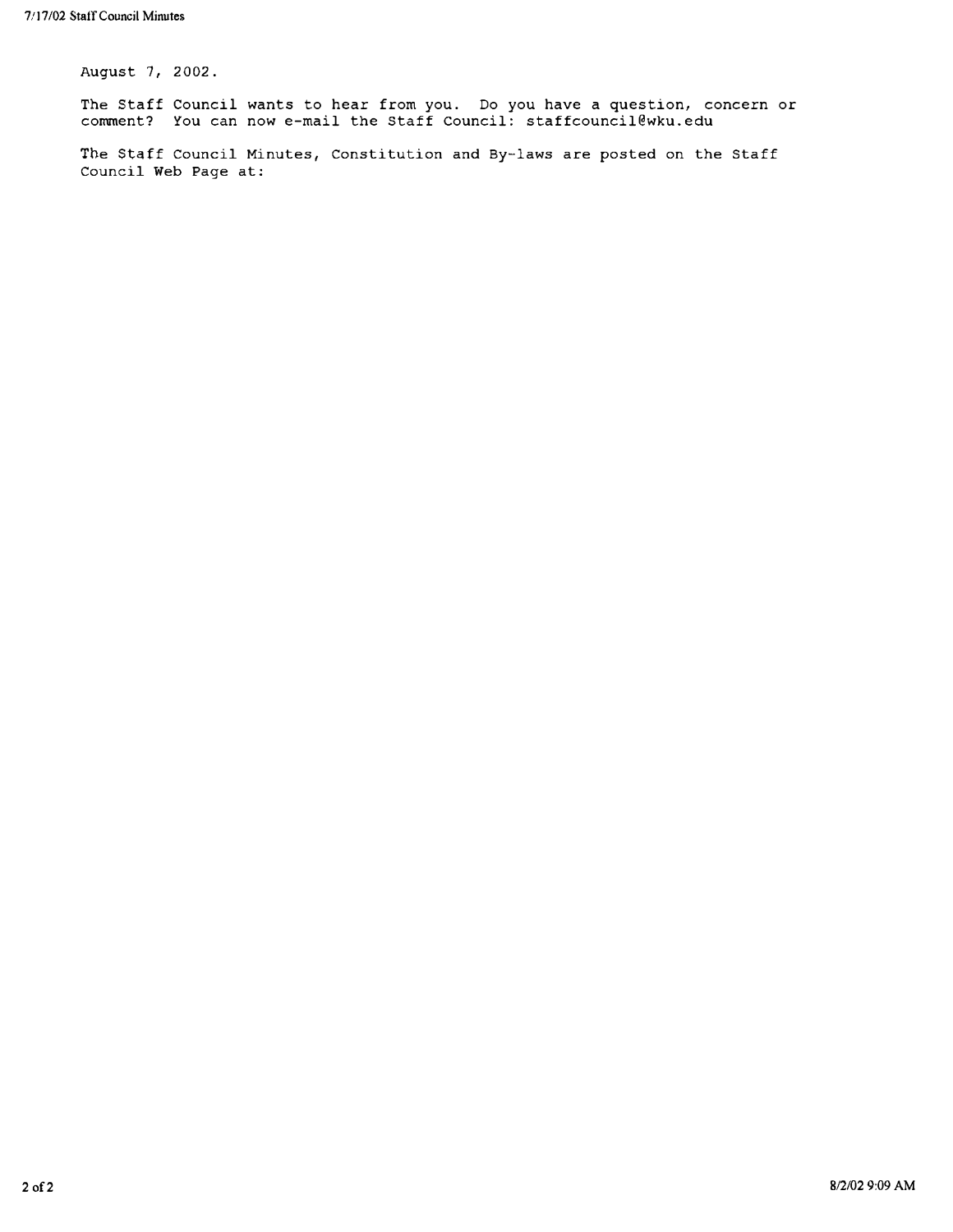August 7, 2002.

The Staff Council wants to hear from you. Do you have a question, concern or comment? You can now e-mail the Staff Council: staffcouncil@wku.edu

The Staff Council Minutes, Constitution and By-laws are posted on the Staff Council Web Page at: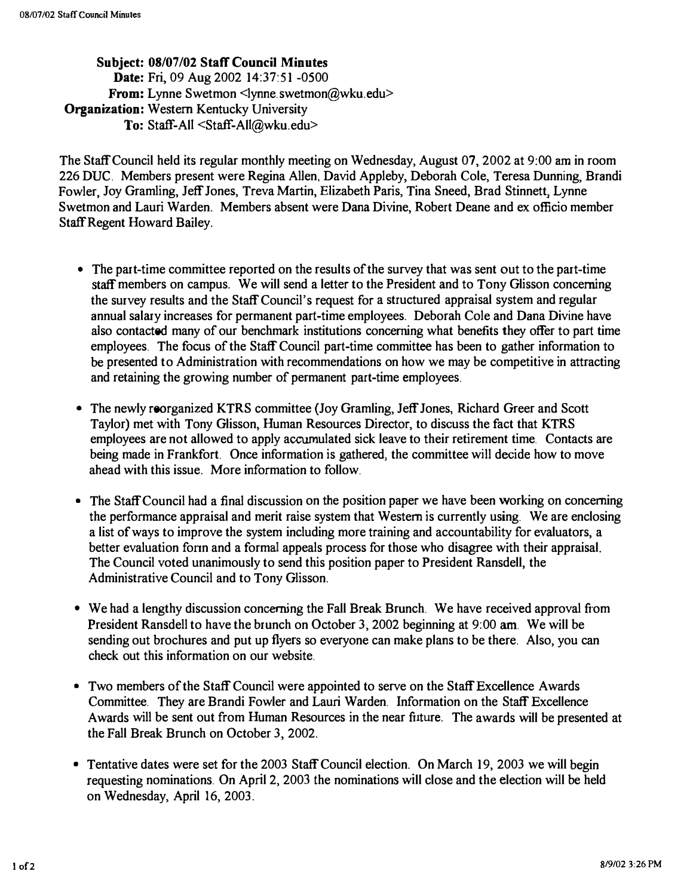**Subject:** 08/07/02 Staff Council Minutes
**Date:** Fri, 09 Aug 2002 14:37:51 -0500
**From:** Lynne Swetmon <lynne.swetmon@wku.edu>
**Organization:** Western Kentucky University
**To:** Staff-All <Staff-All@wku.edu>

The Staff Council held its regular monthly meeting on Wednesday, August 07, 2002 at 9:00 am in room 226 DUC. Members present were Regina Allen, David Appleby, Deborah Cole, Teresa Dunning, Brandi Fowler, Joy Gramling, Jeff Jones, Treva Martin, Elizabeth Paris, Tina Sneed, Brad Stinnett, Lynne Swetmon and Lauri Warden. Members absent were Dana Divine, Robert Deane and ex officio member Staff Regent Howard Bailey.

- The part-time committee reported on the results of the survey that was sent out to the part-time staff members on campus. We will send a letter to the President and to Tony Glisson concerning the survey results and the Staff Council's request for a structured appraisal system and regular annual salary increases for permanent part-time employees. Deborah Cole and Dana Divine have also contacted many of our benchmark institutions concerning what benefits they offer to part time employees. The focus of the Staff Council part-time committee has been to gather information to be presented to Administration with recommendations on how we may be competitive in attracting and retaining the growing number of permanent part-time employees.

- The newly reorganized KTRS committee (Joy Gramling, Jeff Jones, Richard Greer and Scott Taylor) met with Tony Glisson, Human Resources Director, to discuss the fact that KTRS employees are not allowed to apply accumulated sick leave to their retirement time. Contacts are being made in Frankfort. Once information is gathered, the committee will decide how to move ahead with this issue. More information to follow.

- The Staff Council had a final discussion on the position paper we have been working on concerning the performance appraisal and merit raise system that Western is currently using. We are enclosing a list of ways to improve the system including more training and accountability for evaluators, a better evaluation form and a formal appeals process for those who disagree with their appraisal. The Council voted unanimously to send this position paper to President Ransdell, the Administrative Council and to Tony Glisson.

- We had a lengthy discussion concerning the Fall Break Brunch. We have received approval from President Ransdell to have the brunch on October 3, 2002 beginning at 9:00 am. We will be sending out brochures and put up flyers so everyone can make plans to be there. Also, you can check out this information on our website.

- Two members of the Staff Council were appointed to serve on the Staff Excellence Awards Committee. They are Brandi Fowler and Lauri Warden. Information on the Staff Excellence Awards will be sent out from Human Resources in the near future. The awards will be presented at the Fall Break Brunch on October 3, 2002.

- Tentative dates were set for the 2003 Staff Council election. On March 19, 2003 we will begin requesting nominations. On April 2, 2003 the nominations will close and the election will be held on Wednesday, April 16, 2003.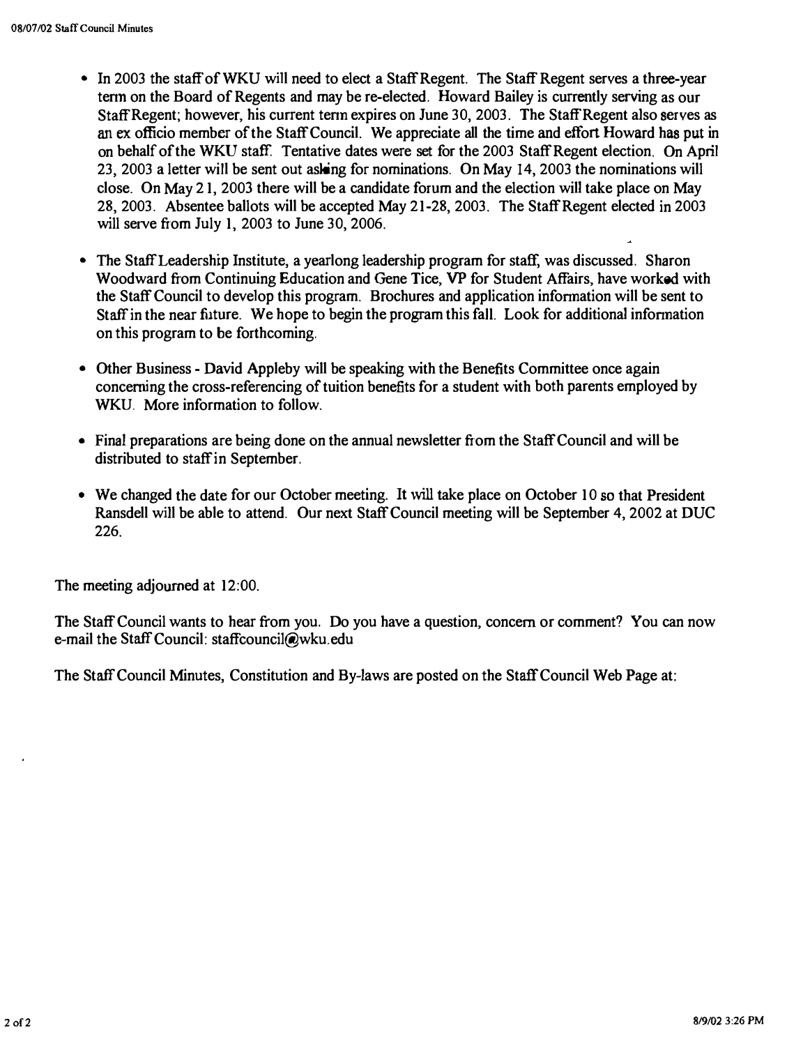- In 2003 the staff of WKU will need to elect a Staff Regent. The Staff Regent serves a three-year term on the Board of Regents and may be re-elected. Howard Bailey is currently serving as our Staff Regent; however, his current term expires on June 30, 2003. The Staff Regent also serves as an ex officio member of the Staff Council. We appreciate all the time and effort Howard has put in on behalf of the WKU staff. Tentative dates were set for the 2003 Staff Regent election. On April 23, 2003 a letter will be sent out asking for nominations. On May 14, 2003 the nominations will close. On May 21, 2003 there will be a candidate forum and the election will take place on May 28, 2003. Absentee ballots will be accepted May 21-28, 2003. The Staff Regent elected in 2003 will serve from July 1, 2003 to June 30, 2006.

- The Staff Leadership Institute, a yearlong leadership program for staff, was discussed. Sharon Woodward from Continuing Education and Gene Tice, VP for Student Affairs, have worked with the Staff Council to develop this program. Brochures and application information will be sent to Staff in the near future. We hope to begin the program this fall. Look for additional information on this program to be forthcoming.

- Other Business - David Appleby will be speaking with the Benefits Committee once again concerning the cross-referencing of tuition benefits for a student with both parents employed by WKU. More information to follow.

- Final preparations are being done on the annual newsletter from the Staff Council and will be distributed to staff in September.

- We changed the date for our October meeting. It will take place on October 10 so that President Ransdell will be able to attend. Our next Staff Council meeting will be September 4, 2002 at DUC 226.

The meeting adjourned at 12:00.

The Staff Council wants to hear from you. Do you have a question, concern or comment? You can now e-mail the Staff Council: staffcouncil@wku.edu

The Staff Council Minutes, Constitution and By-laws are posted on the Staff Council Web Page at: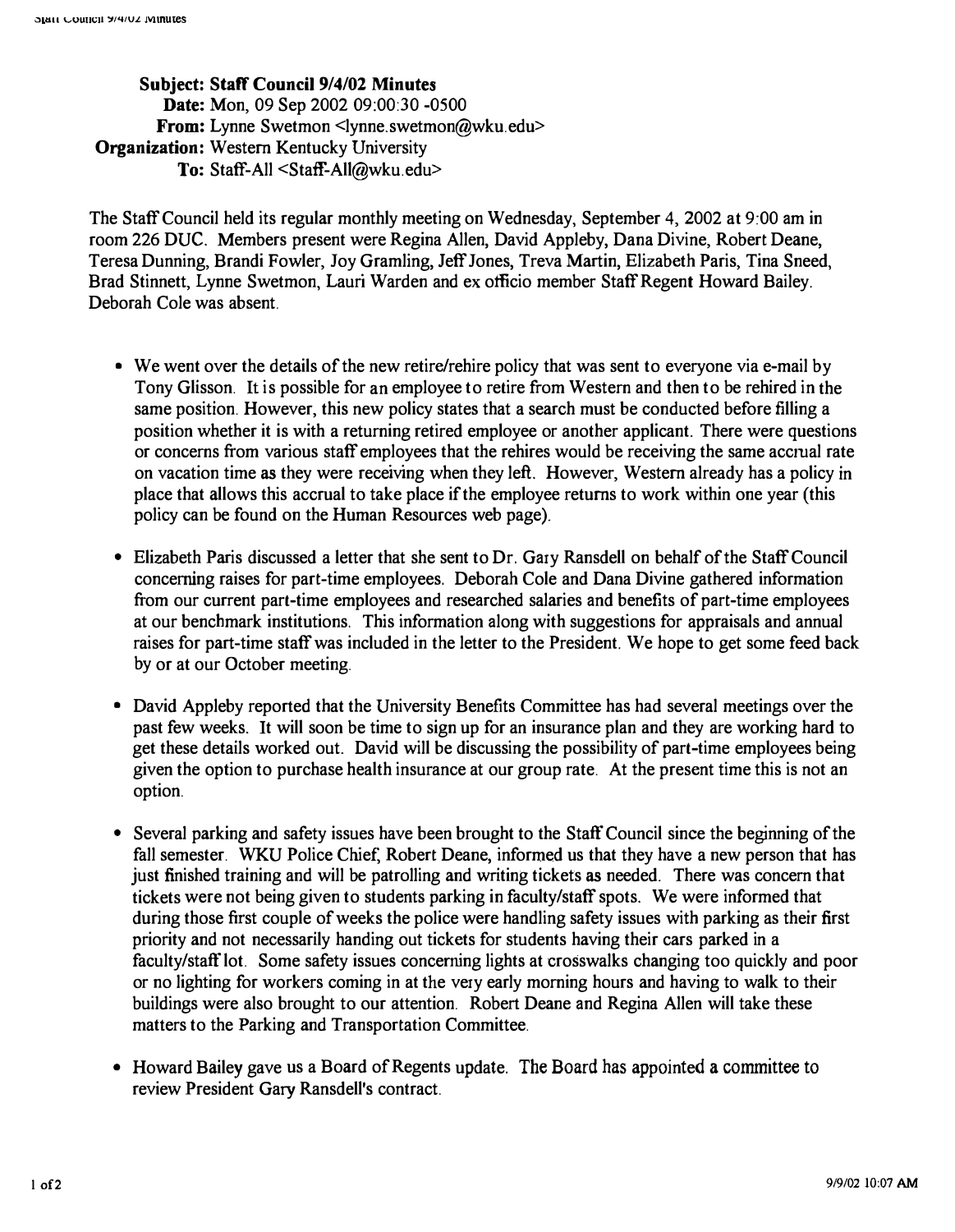**Subject:** Staff Council 9/4/02 Minutes
**Date:** Mon, 09 Sep 2002 09:00:30 -0500
**From:** Lynne Swetmon <lynne.swetmon@wku.edu>
**Organization:** Western Kentucky University
**To:** Staff-All <Staff-All@wku.edu>

The Staff Council held its regular monthly meeting on Wednesday, September 4, 2002 at 9:00 am in room 226 DUC. Members present were Regina Allen, David Appleby, Dana Divine, Robert Deane, Teresa Dunning, Brandi Fowler, Joy Gramling, Jeff Jones, Treva Martin, Elizabeth Paris, Tina Sneed, Brad Stinnett, Lynne Swetmon, Lauri Warden and ex officio member Staff Regent Howard Bailey. Deborah Cole was absent.

- We went over the details of the new retire/rehire policy that was sent to everyone via e-mail by Tony Glisson. It is possible for an employee to retire from Western and then to be rehired in the same position. However, this new policy states that a search must be conducted before filling a position whether it is with a returning retired employee or another applicant. There were questions or concerns from various staff employees that the rehires would be receiving the same accrual rate on vacation time as they were receiving when they left. However, Western already has a policy in place that allows this accrual to take place if the employee returns to work within one year (this policy can be found on the Human Resources web page).

- Elizabeth Paris discussed a letter that she sent to Dr. Gary Ransdell on behalf of the Staff Council concerning raises for part-time employees. Deborah Cole and Dana Divine gathered information from our current part-time employees and researched salaries and benefits of part-time employees at our benchmark institutions. This information along with suggestions for appraisals and annual raises for part-time staff was included in the letter to the President. We hope to get some feed back by or at our October meeting.

- David Appleby reported that the University Benefits Committee has had several meetings over the past few weeks. It will soon be time to sign up for an insurance plan and they are working hard to get these details worked out. David will be discussing the possibility of part-time employees being given the option to purchase health insurance at our group rate. At the present time this is not an option.

- Several parking and safety issues have been brought to the Staff Council since the beginning of the fall semester. WKU Police Chief, Robert Deane, informed us that they have a new person that has just finished training and will be patrolling and writing tickets as needed. There was concern that tickets were not being given to students parking in faculty/staff spots. We were informed that during those first couple of weeks the police were handling safety issues with parking as their first priority and not necessarily handing out tickets for students having their cars parked in a faculty/staff lot. Some safety issues concerning lights at crosswalks changing too quickly and poor or no lighting for workers coming in at the very early morning hours and having to walk to their buildings were also brought to our attention. Robert Deane and Regina Allen will take these matters to the Parking and Transportation Committee.

- Howard Bailey gave us a Board of Regents update. The Board has appointed a committee to review President Gary Ransdell's contract.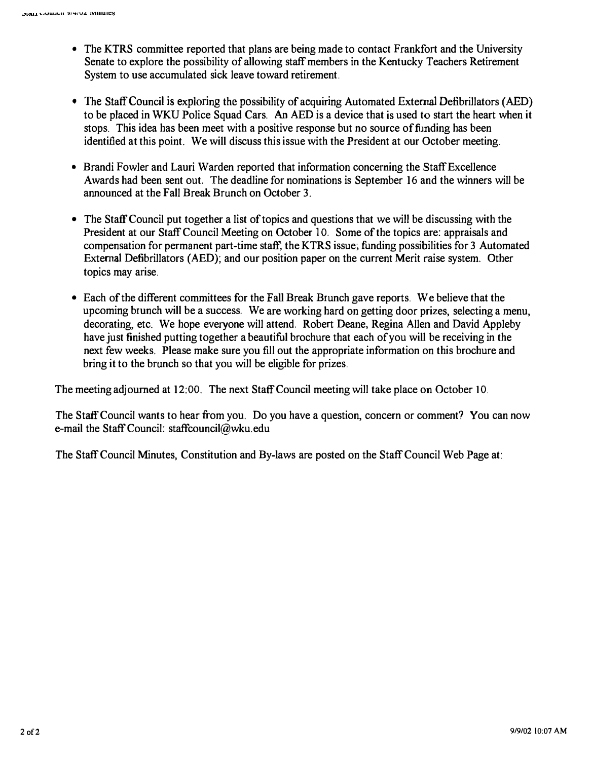- The KTRS committee reported that plans are being made to contact Frankfort and the University Senate to explore the possibility of allowing staff members in the Kentucky Teachers Retirement System to use accumulated sick leave toward retirement.

- The Staff Council is exploring the possibility of acquiring Automated External Defibrillators (AED) to be placed in WKU Police Squad Cars. An AED is a device that is used to start the heart when it stops. This idea has been meet with a positive response but no source of funding has been identified at this point. We will discuss this issue with the President at our October meeting.

- Brandi Fowler and Lauri Warden reported that information concerning the Staff Excellence Awards had been sent out. The deadline for nominations is September 16 and the winners will be announced at the Fall Break Brunch on October 3.

- The Staff Council put together a list of topics and questions that we will be discussing with the President at our Staff Council Meeting on October 10. Some of the topics are: appraisals and compensation for permanent part-time staff; the KTRS issue; funding possibilities for 3 Automated External Defibrillators (AED); and our position paper on the current Merit raise system. Other topics may arise.

- Each of the different committees for the Fall Break Brunch gave reports. We believe that the upcoming brunch will be a success. We are working hard on getting door prizes, selecting a menu, decorating, etc. We hope everyone will attend. Robert Deane, Regina Allen and David Appleby have just finished putting together a beautiful brochure that each of you will be receiving in the next few weeks. Please make sure you fill out the appropriate information on this brochure and bring it to the brunch so that you will be eligible for prizes.

The meeting adjourned at 12:00. The next Staff Council meeting will take place on October 10.

The Staff Council wants to hear from you. Do you have a question, concern or comment? You can now e-mail the Staff Council: staffcouncil@wku.edu

The Staff Council Minutes, Constitution and By-laws are posted on the Staff Council Web Page at: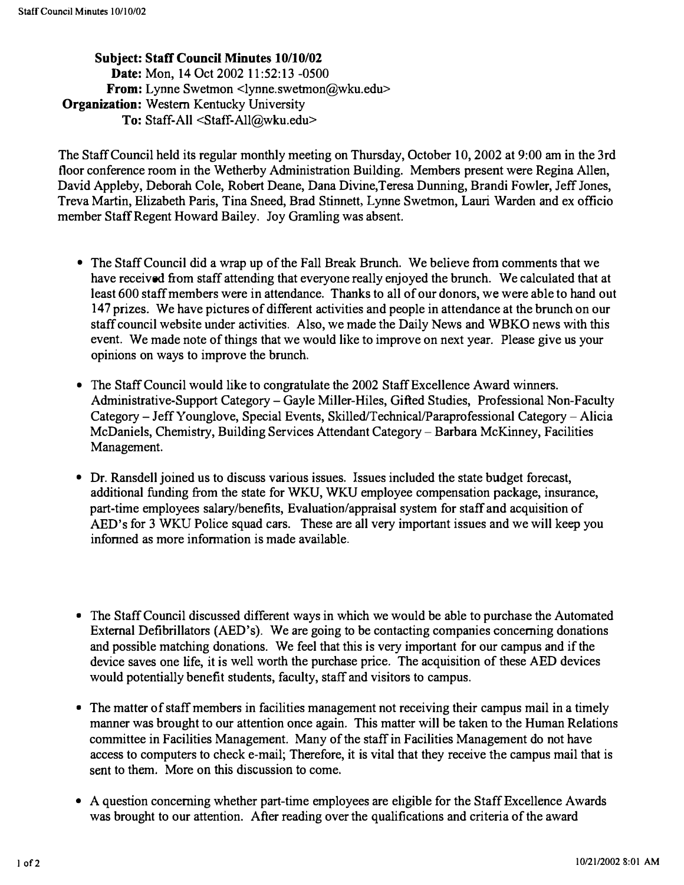**Subject:** **Staff Council Minutes 10/10/02**
**Date:** Mon, 14 Oct 2002 11:52:13 -0500
**From:** Lynne Swetmon <lynne.swetmon@wku.edu>
**Organization:** Western Kentucky University
**To:** Staff-All <Staff-All@wku.edu>

The Staff Council held its regular monthly meeting on Thursday, October 10, 2002 at 9:00 am in the 3rd floor conference room in the Wetherby Administration Building. Members present were Regina Allen, David Appleby, Deborah Cole, Robert Deane, Dana Divine,Teresa Dunning, Brandi Fowler, Jeff Jones, Treva Martin, Elizabeth Paris, Tina Sneed, Brad Stinnett, Lynne Swetmon, Lauri Warden and ex officio member Staff Regent Howard Bailey. Joy Gramling was absent.

- The Staff Council did a wrap up of the Fall Break Brunch. We believe from comments that we have received from staff attending that everyone really enjoyed the brunch. We calculated that at least 600 staff members were in attendance. Thanks to all of our donors, we were able to hand out 147 prizes. We have pictures of different activities and people in attendance at the brunch on our staff council website under activities. Also, we made the Daily News and WBKO news with this event. We made note of things that we would like to improve on next year. Please give us your opinions on ways to improve the brunch.

- The Staff Council would like to congratulate the 2002 Staff Excellence Award winners. Administrative-Support Category – Gayle Miller-Hiles, Gifted Studies, Professional Non-Faculty Category – Jeff Younglove, Special Events, Skilled/Technical/Paraprofessional Category – Alicia McDaniels, Chemistry, Building Services Attendant Category – Barbara McKinney, Facilities Management.

- Dr. Ransdell joined us to discuss various issues. Issues included the state budget forecast, additional funding from the state for WKU, WKU employee compensation package, insurance, part-time employees salary/benefits, Evaluation/appraisal system for staff and acquisition of AED's for 3 WKU Police squad cars. These are all very important issues and we will keep you informed as more information is made available.

- The Staff Council discussed different ways in which we would be able to purchase the Automated External Defibrillators (AED's). We are going to be contacting companies concerning donations and possible matching donations. We feel that this is very important for our campus and if the device saves one life, it is well worth the purchase price. The acquisition of these AED devices would potentially benefit students, faculty, staff and visitors to campus.

- The matter of staff members in facilities management not receiving their campus mail in a timely manner was brought to our attention once again. This matter will be taken to the Human Relations committee in Facilities Management. Many of the staff in Facilities Management do not have access to computers to check e-mail; Therefore, it is vital that they receive the campus mail that is sent to them. More on this discussion to come.

- A question concerning whether part-time employees are eligible for the Staff Excellence Awards was brought to our attention. After reading over the qualifications and criteria of the award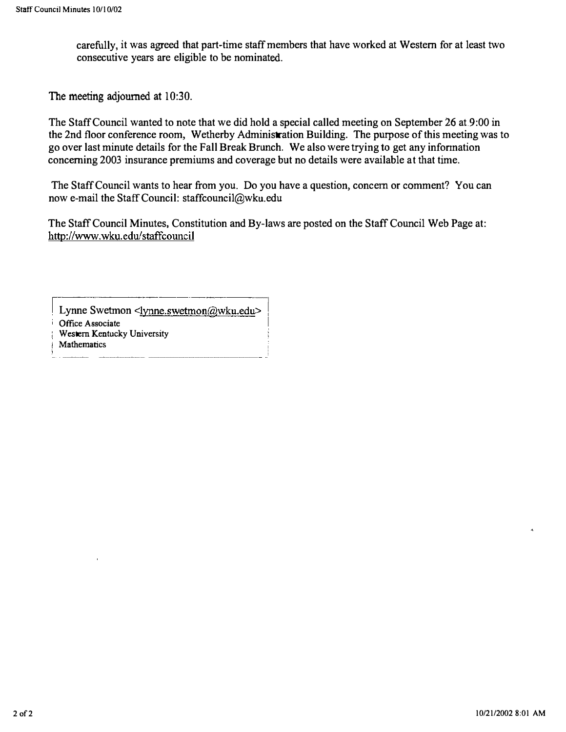carefully, it was agreed that part-time staff members that have worked at Western for at least two consecutive years are eligible to be nominated.

The meeting adjourned at 10:30.

The Staff Council wanted to note that we did hold a special called meeting on September 26 at 9:00 in the 2nd floor conference room, Wetherby Administration Building. The purpose of this meeting was to go over last minute details for the Fall Break Brunch. We also were trying to get any information concerning 2003 insurance premiums and coverage but no details were available at that time.

The Staff Council wants to hear from you. Do you have a question, concern or comment? You can now e-mail the Staff Council: staffcouncil@wku.edu

The Staff Council Minutes, Constitution and By-laws are posted on the Staff Council Web Page at: http://www.wku.edu/staffcouncil

Lynne Swetmon <lynne.swetmon@wku.edu>
Office Associate
Western Kentucky University
Mathematics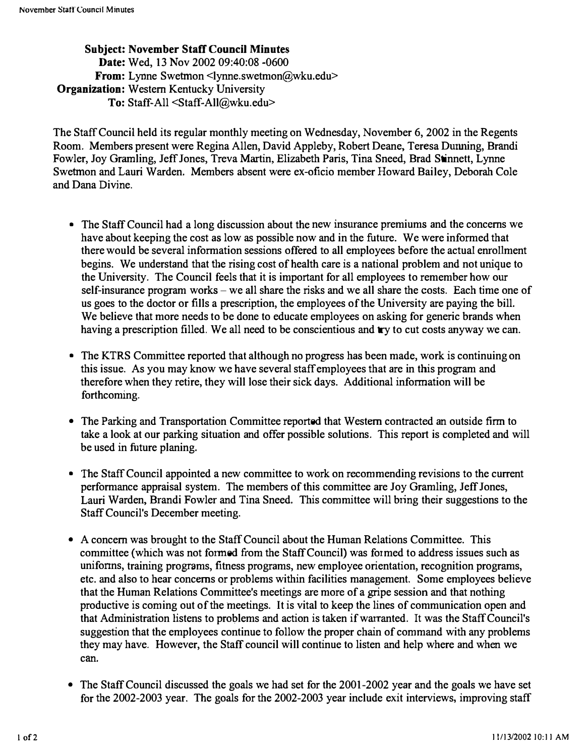**Subject:** November Staff Council Minutes
**Date:** Wed, 13 Nov 2002 09:40:08 -0600
**From:** Lynne Swetmon <lynne.swetmon@wku.edu>
**Organization:** Western Kentucky University
**To:** Staff-All <Staff-All@wku.edu>

The Staff Council held its regular monthly meeting on Wednesday, November 6, 2002 in the Regents Room. Members present were Regina Allen, David Appleby, Robert Deane, Teresa Dunning, Brandi Fowler, Joy Gramling, Jeff Jones, Treva Martin, Elizabeth Paris, Tina Sneed, Brad Stinnett, Lynne Swetmon and Lauri Warden. Members absent were ex-oficio member Howard Bailey, Deborah Cole and Dana Divine.

- The Staff Council had a long discussion about the new insurance premiums and the concerns we have about keeping the cost as low as possible now and in the future. We were informed that there would be several information sessions offered to all employees before the actual enrollment begins. We understand that the rising cost of health care is a national problem and not unique to the University. The Council feels that it is important for all employees to remember how our self-insurance program works – we all share the risks and we all share the costs. Each time one of us goes to the doctor or fills a prescription, the employees of the University are paying the bill. We believe that more needs to be done to educate employees on asking for generic brands when having a prescription filled. We all need to be conscientious and try to cut costs anyway we can.

- The KTRS Committee reported that although no progress has been made, work is continuing on this issue. As you may know we have several staff employees that are in this program and therefore when they retire, they will lose their sick days. Additional information will be forthcoming.

- The Parking and Transportation Committee reported that Western contracted an outside firm to take a look at our parking situation and offer possible solutions. This report is completed and will be used in future planing.

- The Staff Council appointed a new committee to work on recommending revisions to the current performance appraisal system. The members of this committee are Joy Gramling, Jeff Jones, Lauri Warden, Brandi Fowler and Tina Sneed. This committee will bring their suggestions to the Staff Council's December meeting.

- A concern was brought to the Staff Council about the Human Relations Committee. This committee (which was not formed from the Staff Council) was formed to address issues such as uniforms, training programs, fitness programs, new employee orientation, recognition programs, etc. and also to hear concerns or problems within facilities management. Some employees believe that the Human Relations Committee's meetings are more of a gripe session and that nothing productive is coming out of the meetings. It is vital to keep the lines of communication open and that Administration listens to problems and action is taken if warranted. It was the Staff Council's suggestion that the employees continue to follow the proper chain of command with any problems they may have. However, the Staff council will continue to listen and help where and when we can.

- The Staff Council discussed the goals we had set for the 2001-2002 year and the goals we have set for the 2002-2003 year. The goals for the 2002-2003 year include exit interviews, improving staff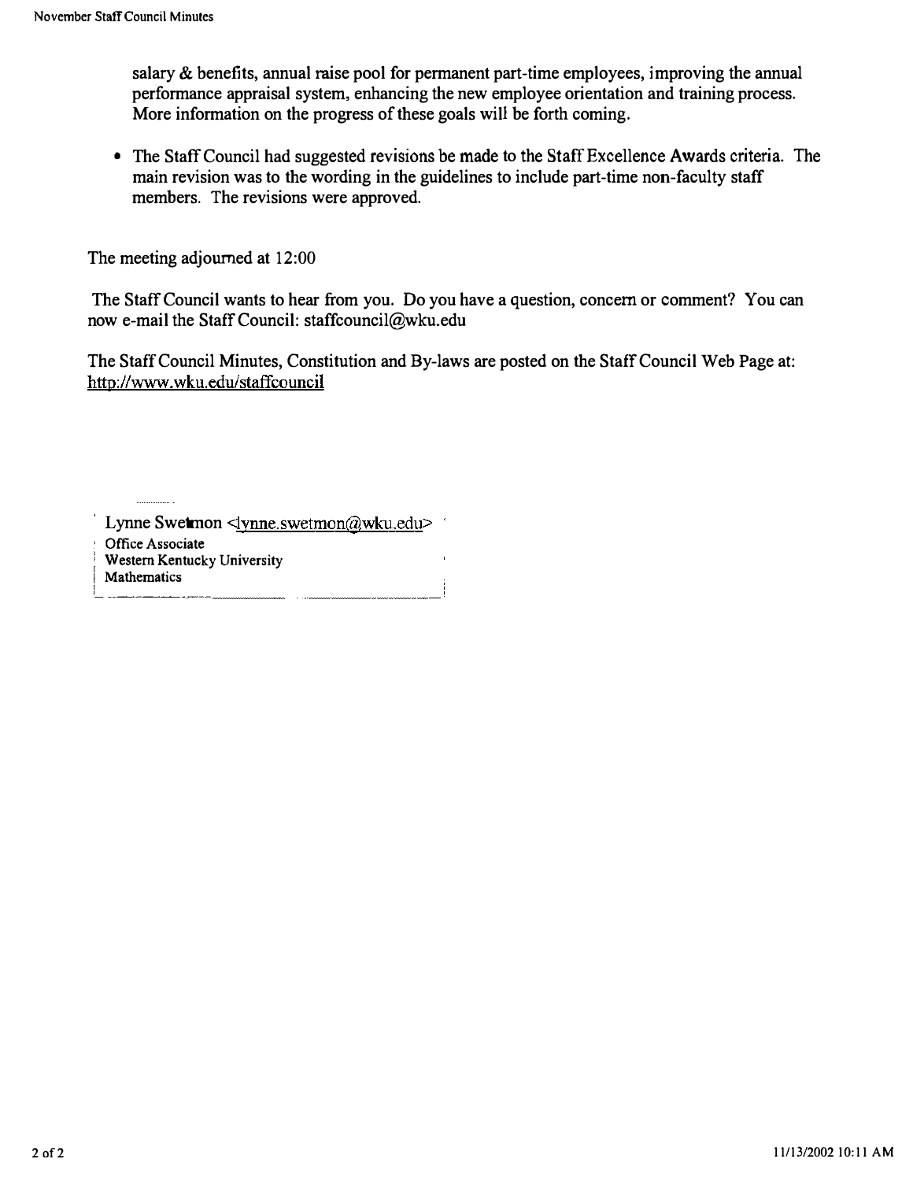salary & benefits, annual raise pool for permanent part-time employees, improving the annual performance appraisal system, enhancing the new employee orientation and training process. More information on the progress of these goals will be forth coming.

- The Staff Council had suggested revisions be made to the Staff Excellence Awards criteria. The main revision was to the wording in the guidelines to include part-time non-faculty staff members. The revisions were approved.

The meeting adjourned at 12:00

The Staff Council wants to hear from you. Do you have a question, concern or comment? You can now e-mail the Staff Council: staffcouncil@wku.edu

The Staff Council Minutes, Constitution and By-laws are posted on the Staff Council Web Page at: http://www.wku.edu/staffcouncil

Lynne Swetmon <lynne.swetmon@wku.edu>
Office Associate
Western Kentucky University
Mathematics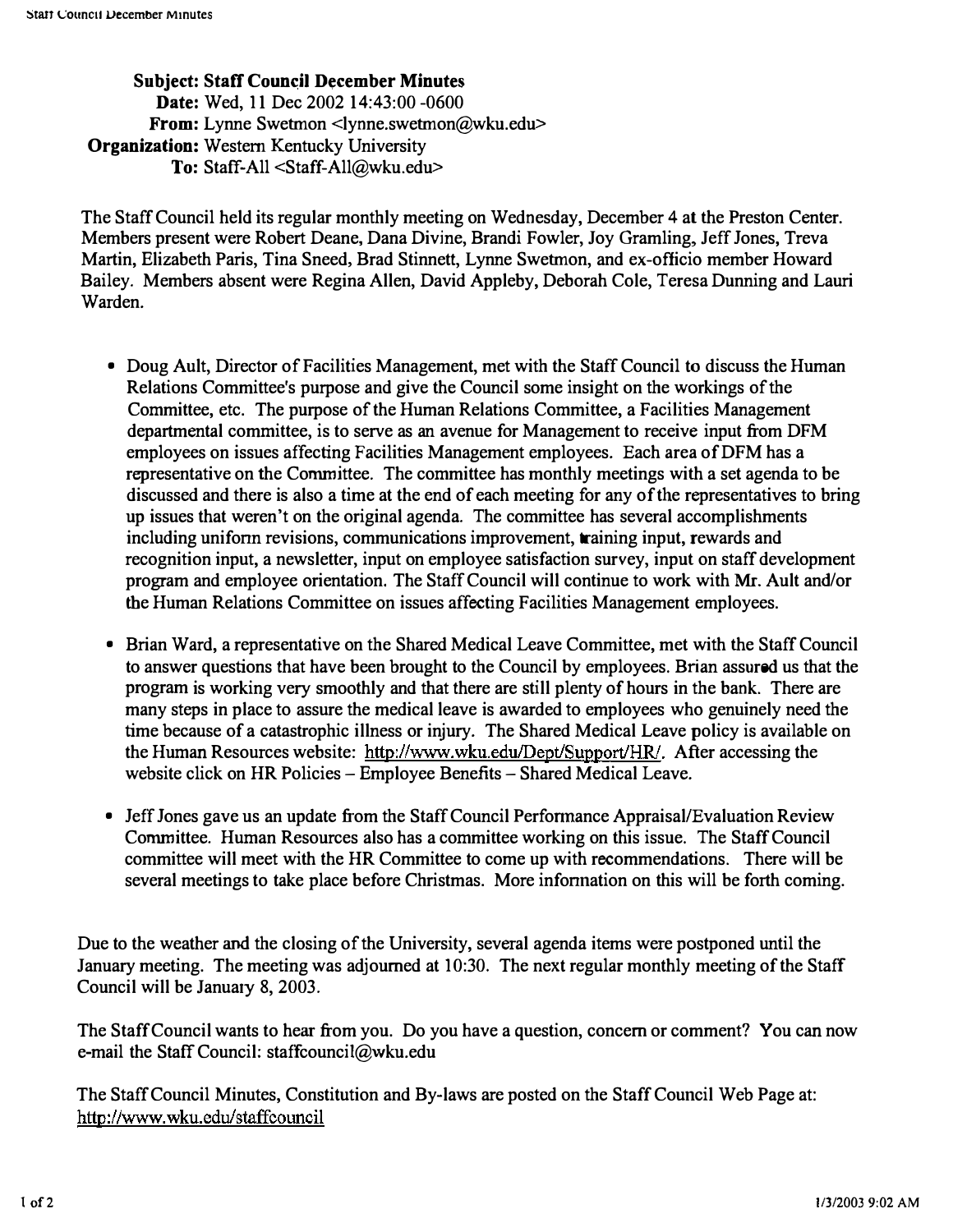**Subject: Staff Council December Minutes**
**Date:** Wed, 11 Dec 2002 14:43:00 -0600
**From:** Lynne Swetmon <lynne.swetmon@wku.edu>
**Organization:** Western Kentucky University
**To:** Staff-All <Staff-All@wku.edu>

The Staff Council held its regular monthly meeting on Wednesday, December 4 at the Preston Center. Members present were Robert Deane, Dana Divine, Brandi Fowler, Joy Gramling, Jeff Jones, Treva Martin, Elizabeth Paris, Tina Sneed, Brad Stinnett, Lynne Swetmon, and ex-officio member Howard Bailey. Members absent were Regina Allen, David Appleby, Deborah Cole, Teresa Dunning and Lauri Warden.

- Doug Ault, Director of Facilities Management, met with the Staff Council to discuss the Human Relations Committee's purpose and give the Council some insight on the workings of the Committee, etc. The purpose of the Human Relations Committee, a Facilities Management departmental committee, is to serve as an avenue for Management to receive input from DFM employees on issues affecting Facilities Management employees. Each area of DFM has a representative on the Committee. The committee has monthly meetings with a set agenda to be discussed and there is also a time at the end of each meeting for any of the representatives to bring up issues that weren't on the original agenda. The committee has several accomplishments including uniform revisions, communications improvement, training input, rewards and recognition input, a newsletter, input on employee satisfaction survey, input on staff development program and employee orientation. The Staff Council will continue to work with Mr. Ault and/or the Human Relations Committee on issues affecting Facilities Management employees.
- Brian Ward, a representative on the Shared Medical Leave Committee, met with the Staff Council to answer questions that have been brought to the Council by employees. Brian assured us that the program is working very smoothly and that there are still plenty of hours in the bank. There are many steps in place to assure the medical leave is awarded to employees who genuinely need the time because of a catastrophic illness or injury. The Shared Medical Leave policy is available on the Human Resources website: http://www.wku.edu/Dept/Support/HR/. After accessing the website click on HR Policies – Employee Benefits – Shared Medical Leave.
- Jeff Jones gave us an update from the Staff Council Performance Appraisal/Evaluation Review Committee. Human Resources also has a committee working on this issue. The Staff Council committee will meet with the HR Committee to come up with recommendations. There will be several meetings to take place before Christmas. More information on this will be forth coming.

Due to the weather and the closing of the University, several agenda items were postponed until the January meeting. The meeting was adjourned at 10:30. The next regular monthly meeting of the Staff Council will be January 8, 2003.

The Staff Council wants to hear from you. Do you have a question, concern or comment? You can now e-mail the Staff Council: staffcouncil@wku.edu

The Staff Council Minutes, Constitution and By-laws are posted on the Staff Council Web Page at: http://www.wku.edu/staffcouncil